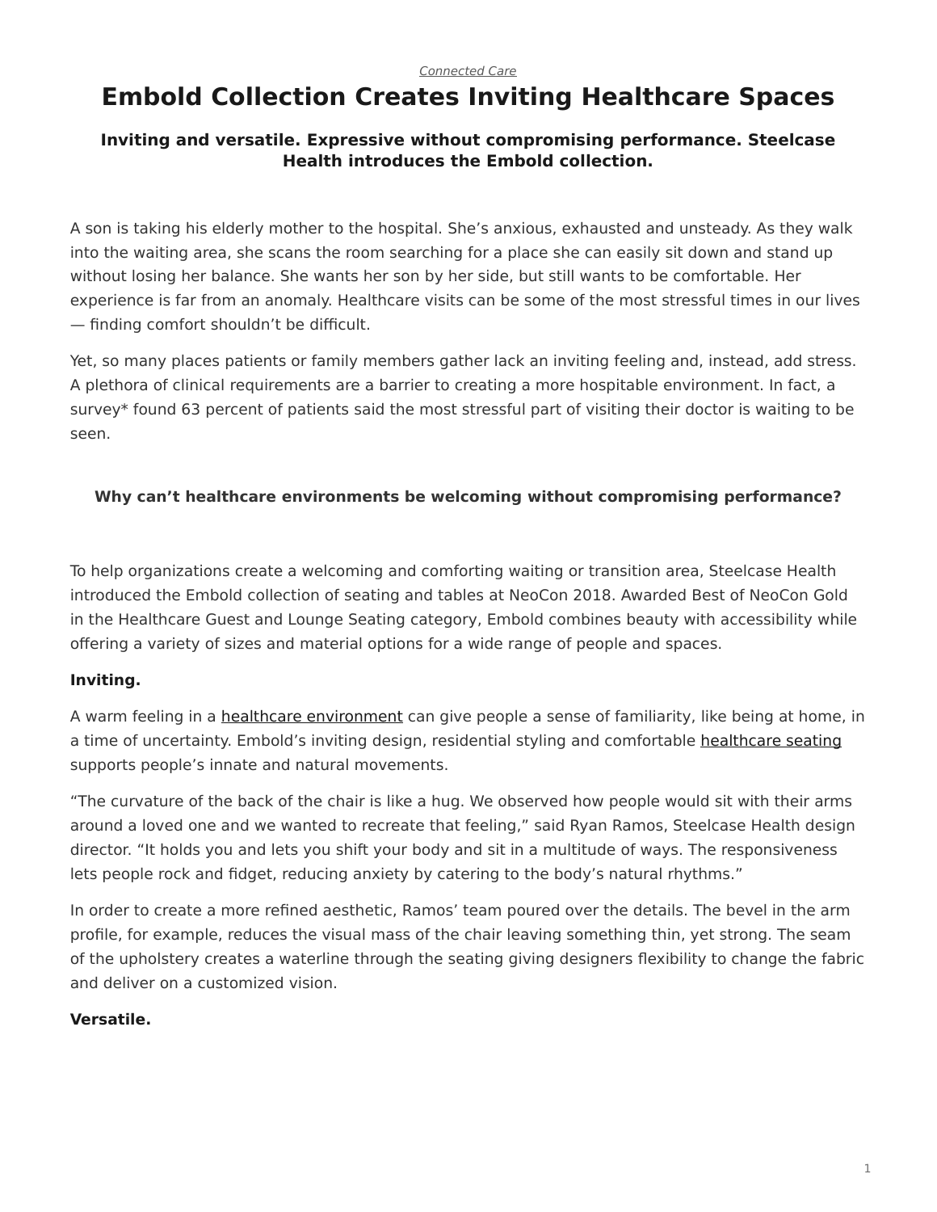*Connected Care*

# Embold Collection Creates Inviting Healthcare Spaces

### Inviting and versatile. Expressive without compromising performance. Steelcase Health introduces the Embold collection.

A son is taking his elderly mother to the hospital. She's anxious, exhausted and unsteady. As they walk into the waiting area, she scans the room searching for a place she can easily sit down and stand up without losing her balance. She wants her son by her side, but still wants to be comfortable. Her experience is far from an anomaly. Healthcare visits can be some of the most stressful times in our lives — finding comfort shouldn't be difficult.

Yet, so many places patients or family members gather lack an inviting feeling and, instead, add stress. A plethora of clinical requirements are a barrier to creating a more hospitable environment. In fact, a survey* found 63 percent of patients said the most stressful part of visiting their doctor is waiting to be seen.

**Why can't healthcare environments be welcoming without compromising performance?**

To help organizations create a welcoming and comforting waiting or transition area, Steelcase Health introduced the Embold collection of seating and tables at NeoCon 2018. Awarded Best of NeoCon Gold in the Healthcare Guest and Lounge Seating category, Embold combines beauty with accessibility while offering a variety of sizes and material options for a wide range of people and spaces.

**Inviting.**

A warm feeling in a healthcare environment can give people a sense of familiarity, like being at home, in a time of uncertainty. Embold's inviting design, residential styling and comfortable healthcare seating supports people's innate and natural movements.

"The curvature of the back of the chair is like a hug. We observed how people would sit with their arms around a loved one and we wanted to recreate that feeling," said Ryan Ramos, Steelcase Health design director. "It holds you and lets you shift your body and sit in a multitude of ways. The responsiveness lets people rock and fidget, reducing anxiety by catering to the body's natural rhythms."

In order to create a more refined aesthetic, Ramos' team poured over the details. The bevel in the arm profile, for example, reduces the visual mass of the chair leaving something thin, yet strong. The seam of the upholstery creates a waterline through the seating giving designers flexibility to change the fabric and deliver on a customized vision.

**Versatile.**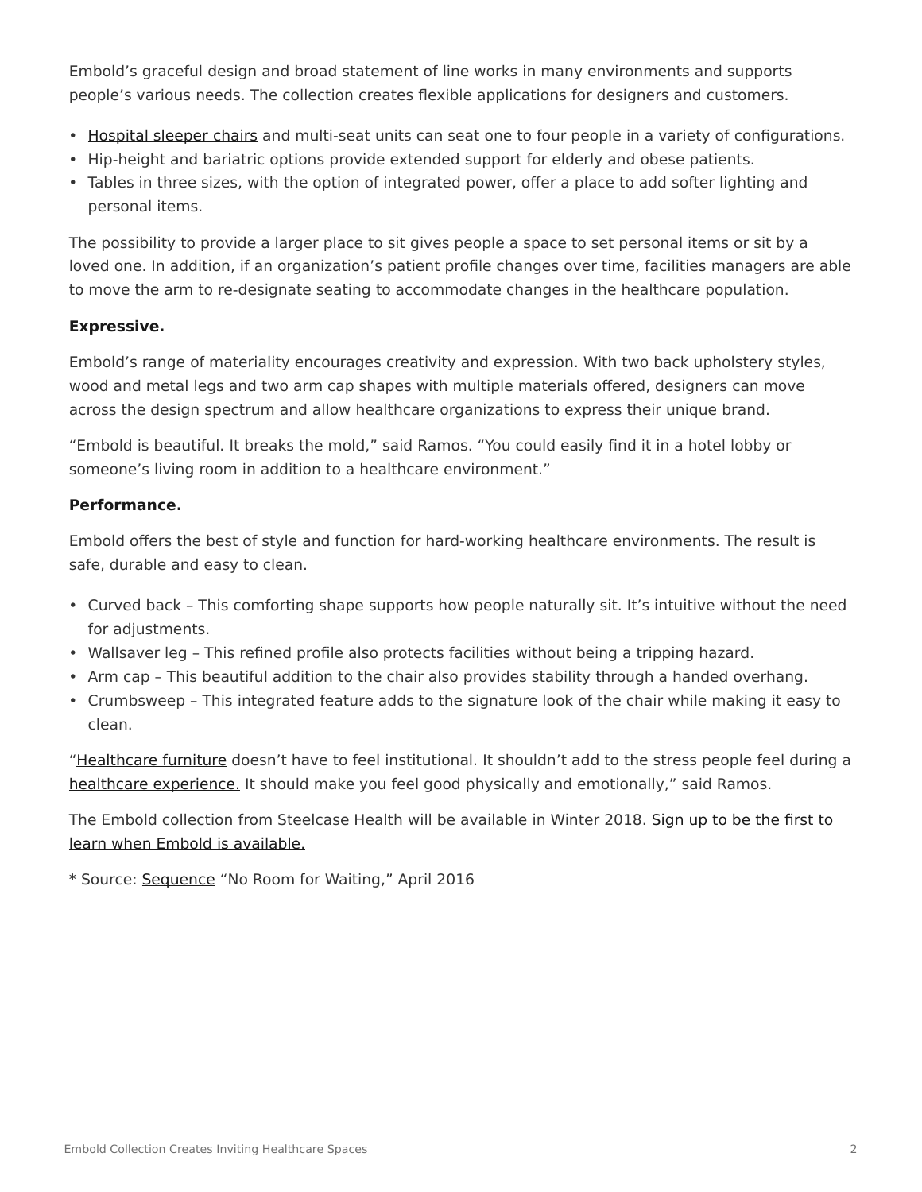Embold's graceful design and broad statement of line works in many environments and supports people's various needs. The collection creates flexible applications for designers and customers.

- Hospital sleeper chairs and multi-seat units can seat one to four people in a variety of configurations.
- Hip-height and bariatric options provide extended support for elderly and obese patients.
- Tables in three sizes, with the option of integrated power, offer a place to add softer lighting and personal items.

The possibility to provide a larger place to sit gives people a space to set personal items or sit by a loved one. In addition, if an organization's patient profile changes over time, facilities managers are able to move the arm to re-designate seating to accommodate changes in the healthcare population.

**Expressive.**

Embold's range of materiality encourages creativity and expression. With two back upholstery styles, wood and metal legs and two arm cap shapes with multiple materials offered, designers can move across the design spectrum and allow healthcare organizations to express their unique brand.

"Embold is beautiful. It breaks the mold," said Ramos. "You could easily find it in a hotel lobby or someone's living room in addition to a healthcare environment."

**Performance.**

Embold offers the best of style and function for hard-working healthcare environments. The result is safe, durable and easy to clean.

- Curved back – This comforting shape supports how people naturally sit. It's intuitive without the need for adjustments.
- Wallsaver leg – This refined profile also protects facilities without being a tripping hazard.
- Arm cap – This beautiful addition to the chair also provides stability through a handed overhang.
- Crumbsweep – This integrated feature adds to the signature look of the chair while making it easy to clean.

"Healthcare furniture doesn't have to feel institutional. It shouldn't add to the stress people feel during a healthcare experience. It should make you feel good physically and emotionally," said Ramos.

The Embold collection from Steelcase Health will be available in Winter 2018. Sign up to be the first to learn when Embold is available.

* Source: Sequence "No Room for Waiting," April 2016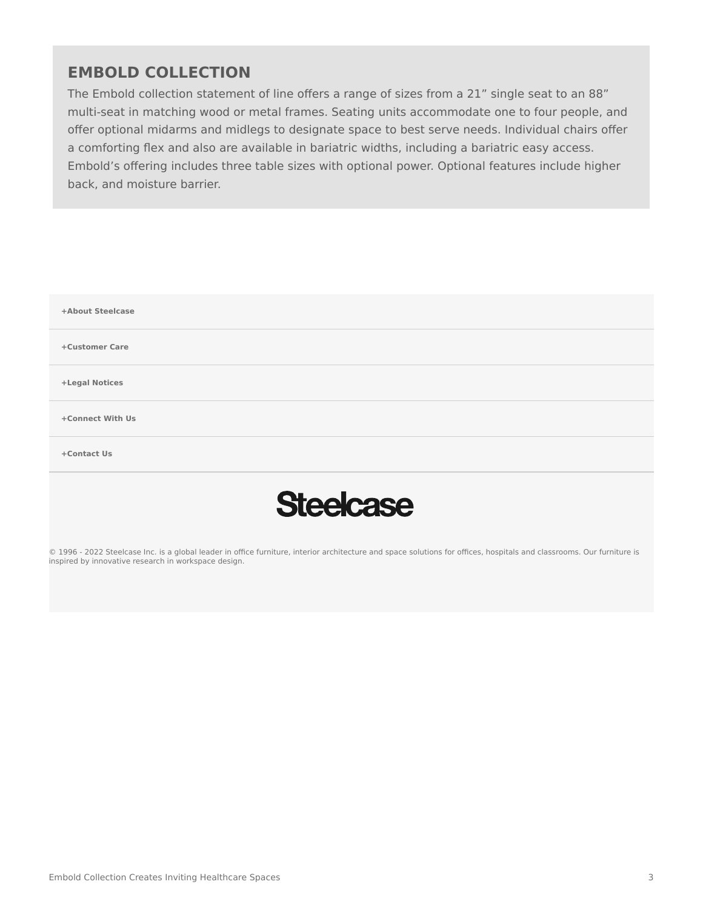## EMBOLD COLLECTION

The Embold collection statement of line offers a range of sizes from a 21” single seat to an 88” multi-seat in matching wood or metal frames. Seating units accommodate one to four people, and offer optional midarms and midlegs to designate space to best serve needs. Individual chairs offer a comforting flex and also are available in bariatric widths, including a bariatric easy access. Embold’s offering includes three table sizes with optional power. Optional features include higher back, and moisture barrier.

**+About Steelcase**

**+Customer Care**

**+Legal Notices**

**+Connect With Us**

**+Contact Us**

Steelcase

© 1996 - 2022 Steelcase Inc. is a global leader in office furniture, interior architecture and space solutions for offices, hospitals and classrooms. Our furniture is inspired by innovative research in workspace design.